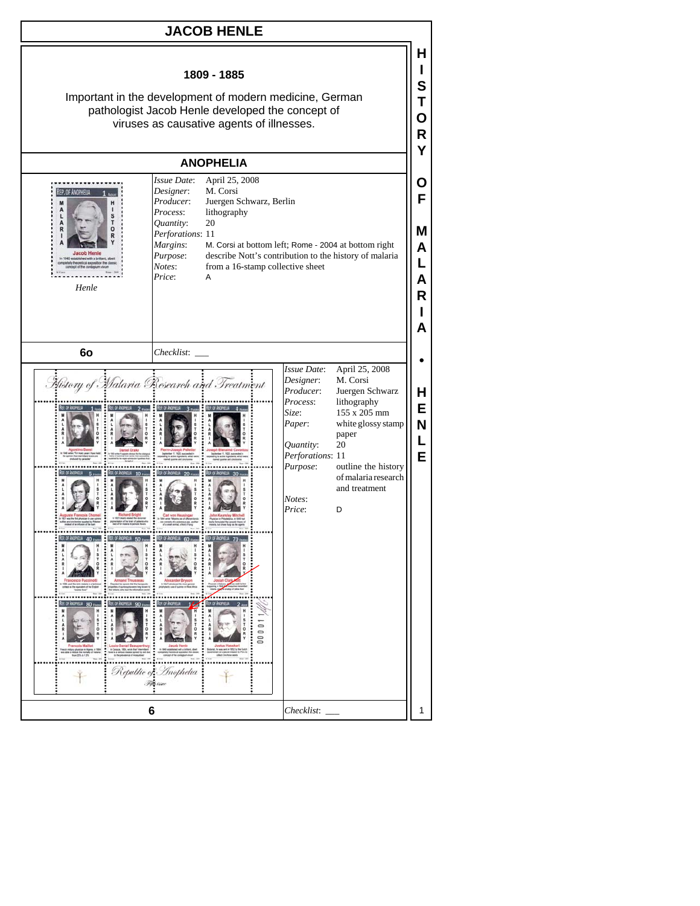# JACOB HENLE

## 1809 - 1885

Important in the development of modern medicine, German pathologist Jacob Henle developed the concept of viruses as causative agents of illnesses.

## ANOPHELIA

*Henle*

| | |
|---|---|
| *Issue Date*: | April 25, 2008 |
| *Designer*: | M. Corsi |
| *Producer*: | Juergen Schwarz, Berlin |
| *Process*: | lithography |
| *Quantity*: | 20 |
| *Perforations*: | 11 |
| *Margins*: | M. Corsi at bottom left; Rome - 2004 at bottom right |
| *Purpose*: | describe Nott's contribution to the history of malaria |
| *Notes*: | from a 16-stamp collective sheet |
| *Price*: | A |

**6o** *Checklist*: ___

| | |
|---|---|
| *Issue Date*: | April 25, 2008 |
| *Designer*: | M. Corsi |
| *Producer*: | Juergen Schwarz |
| *Process*: | lithography |
| *Size*: | 155 x 205 mm |
| *Paper*: | white glossy stamp paper |
| *Quantity*: | 20 |
| *Perforations*: | 11 |
| *Purpose*: | outline the history of malaria research and treatment |
| *Notes*: | |
| *Price*: | D |

**6** *Checklist*: ___

HISTORY OF MALARIA • HENLE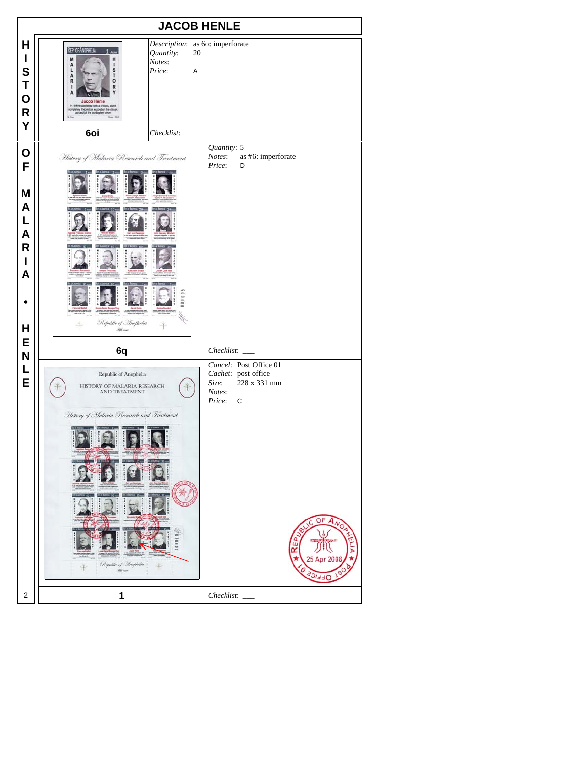# JACOB HENLE

HISTORY OF MALARIA • HENLE

| | |
|---|---|
| | *Description*: as 6o: imperforate<br>*Quantity*: 20<br>*Notes*:<br>*Price*: A |
| **6oi** | *Checklist*: ___ |
| | *Quantity*: 5<br>*Notes*: as #6: imperforate<br>*Price*: D |
| **6q** | *Checklist*: ___ |
| | *Cancel*: Post Office 01<br>*Cachet*: post office<br>*Size*: 228 x 331 mm<br>*Notes*:<br>*Price*: C |
| **1** | *Checklist*: ___ |